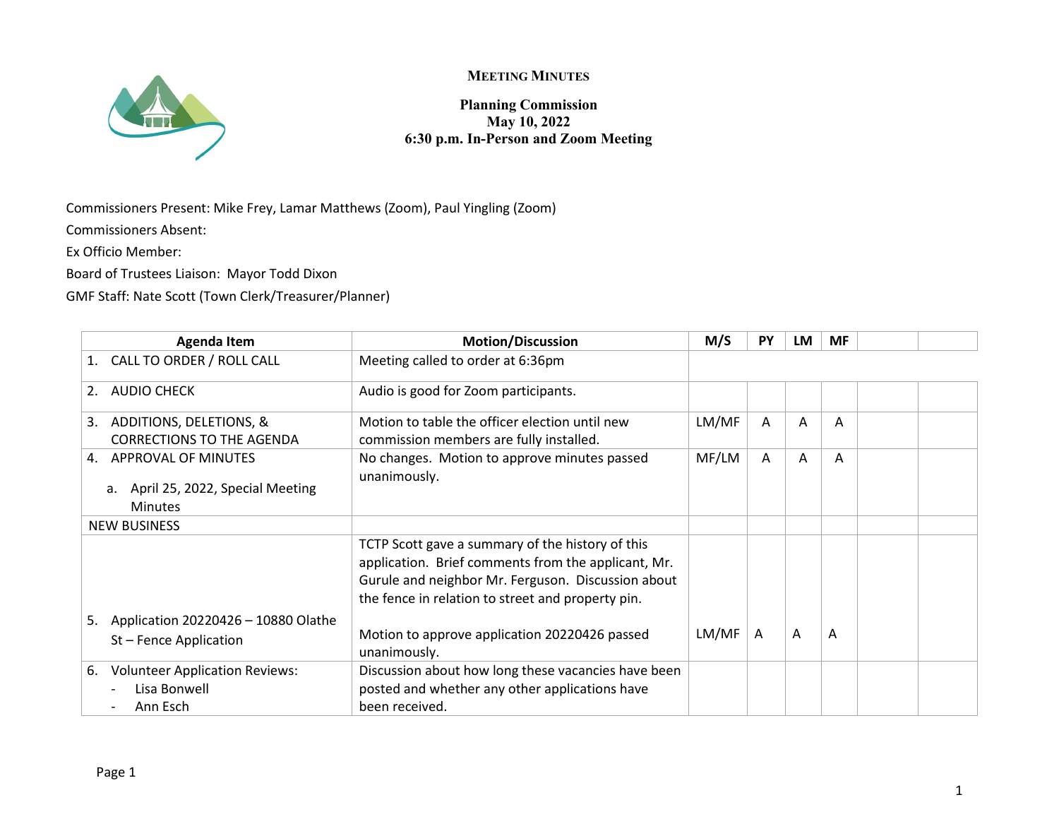**MEETING MINUTES**

**Planning Commission**
**May 10, 2022**
**6:30 p.m. In-Person and Zoom Meeting**

Commissioners Present: Mike Frey, Lamar Matthews (Zoom), Paul Yingling (Zoom)

Commissioners Absent:

Ex Officio Member:

Board of Trustees Liaison: Mayor Todd Dixon

GMF Staff: Nate Scott (Town Clerk/Treasurer/Planner)

| Agenda Item | Motion/Discussion | M/S | PY | LM | MF | | |
|---|---|---|---|---|---|---|---|
| 1. CALL TO ORDER / ROLL CALL | Meeting called to order at 6:36pm | | | | | | |
| 2. AUDIO CHECK | Audio is good for Zoom participants. | | | | | | |
| 3. ADDITIONS, DELETIONS, & CORRECTIONS TO THE AGENDA | Motion to table the officer election until new commission members are fully installed. | LM/MF | A | A | A | | |
| 4. APPROVAL OF MINUTES<br>a. April 25, 2022, Special Meeting Minutes | No changes. Motion to approve minutes passed unanimously. | MF/LM | A | A | A | | |
| NEW BUSINESS | | | | | | | |
| 5. Application 20220426 – 10880 Olathe St – Fence Application | TCTP Scott gave a summary of the history of this application. Brief comments from the applicant, Mr. Gurule and neighbor Mr. Ferguson. Discussion about the fence in relation to street and property pin.<br><br>Motion to approve application 20220426 passed unanimously. | LM/MF | A | A | A | | |
| 6. Volunteer Application Reviews:<br>- Lisa Bonwell<br>- Ann Esch | Discussion about how long these vacancies have been posted and whether any other applications have been received. | | | | | | |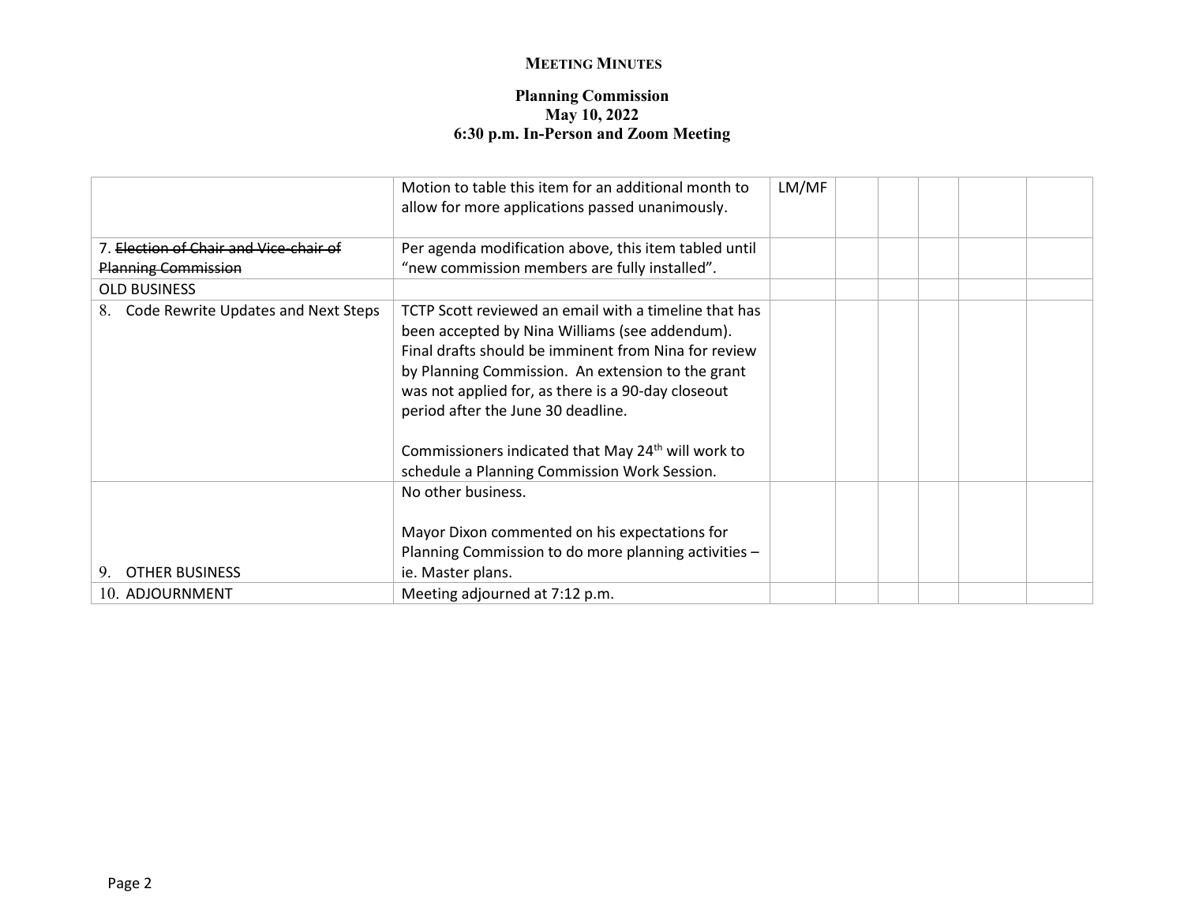**MEETING MINUTES**

**Planning Commission**
**May 10, 2022**
**6:30 p.m. In-Person and Zoom Meeting**

| | | | | | | | |
|---|---|---|---|---|---|---|---|
| | Motion to table this item for an additional month to allow for more applications passed unanimously. | LM/MF | | | | | |
| 7. ~~Election of Chair and Vice-chair of Planning Commission~~ | Per agenda modification above, this item tabled until "new commission members are fully installed". | | | | | | |
| OLD BUSINESS | | | | | | | |
| 8. Code Rewrite Updates and Next Steps | TCTP Scott reviewed an email with a timeline that has been accepted by Nina Williams (see addendum). Final drafts should be imminent from Nina for review by Planning Commission. An extension to the grant was not applied for, as there is a 90-day closeout period after the June 30 deadline.<br><br>Commissioners indicated that May 24th will work to schedule a Planning Commission Work Session. | | | | | | |
| 9. OTHER BUSINESS | No other business.<br><br>Mayor Dixon commented on his expectations for Planning Commission to do more planning activities – ie. Master plans. | | | | | | |
| 10. ADJOURNMENT | Meeting adjourned at 7:12 p.m. | | | | | | |